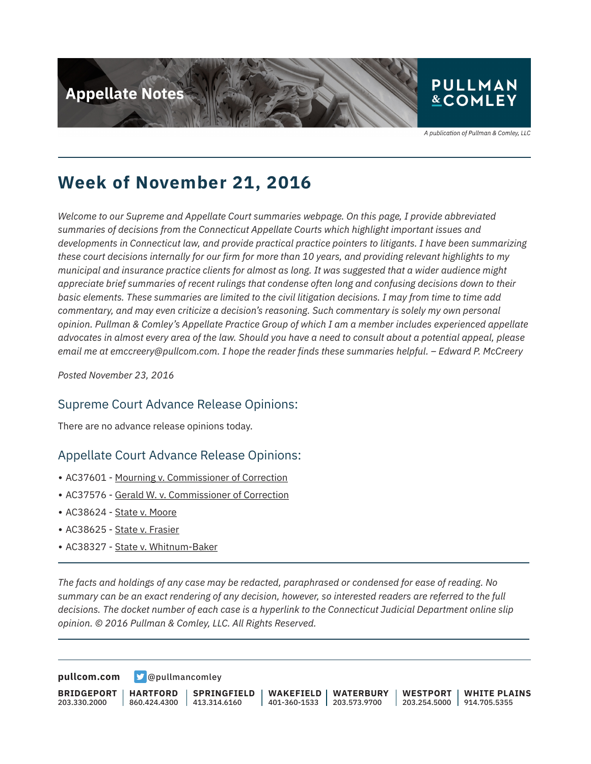Appellate Notes

PULLMAN & COMLEY

*A publication of Pullman & Comley, LLC*

# Week of November 21, 2016

*Welcome to our Supreme and Appellate Court summaries webpage. On this page, I provide abbreviated summaries of decisions from the Connecticut Appellate Courts which highlight important issues and developments in Connecticut law, and provide practical practice pointers to litigants. I have been summarizing these court decisions internally for our firm for more than 10 years, and providing relevant highlights to my municipal and insurance practice clients for almost as long. It was suggested that a wider audience might appreciate brief summaries of recent rulings that condense often long and confusing decisions down to their basic elements. These summaries are limited to the civil litigation decisions. I may from time to time add commentary, and may even criticize a decision's reasoning. Such commentary is solely my own personal opinion. Pullman & Comley's Appellate Practice Group of which I am a member includes experienced appellate advocates in almost every area of the law. Should you have a need to consult about a potential appeal, please email me at emccreery@pullcom.com. I hope the reader finds these summaries helpful. – Edward P. McCreery*

*Posted November 23, 2016*

## Supreme Court Advance Release Opinions:

There are no advance release opinions today.

## Appellate Court Advance Release Opinions:

- AC37601 - Mourning v. Commissioner of Correction
- AC37576 - Gerald W. v. Commissioner of Correction
- AC38624 - State v. Moore
- AC38625 - State v. Frasier
- AC38327 - State v. Whitnum-Baker

*The facts and holdings of any case may be redacted, paraphrased or condensed for ease of reading. No summary can be an exact rendering of any decision, however, so interested readers are referred to the full decisions. The docket number of each case is a hyperlink to the Connecticut Judicial Department online slip opinion. © 2016 Pullman & Comley, LLC. All Rights Reserved.*

**pullcom.com** @pullmancomley

**BRIDGEPORT** 203.330.2000 | **HARTFORD** 860.424.4300 | **SPRINGFIELD** 413.314.6160 | **WAKEFIELD** 401-360-1533 | **WATERBURY** 203.573.9700 | **WESTPORT** 203.254.5000 | **WHITE PLAINS** 914.705.5355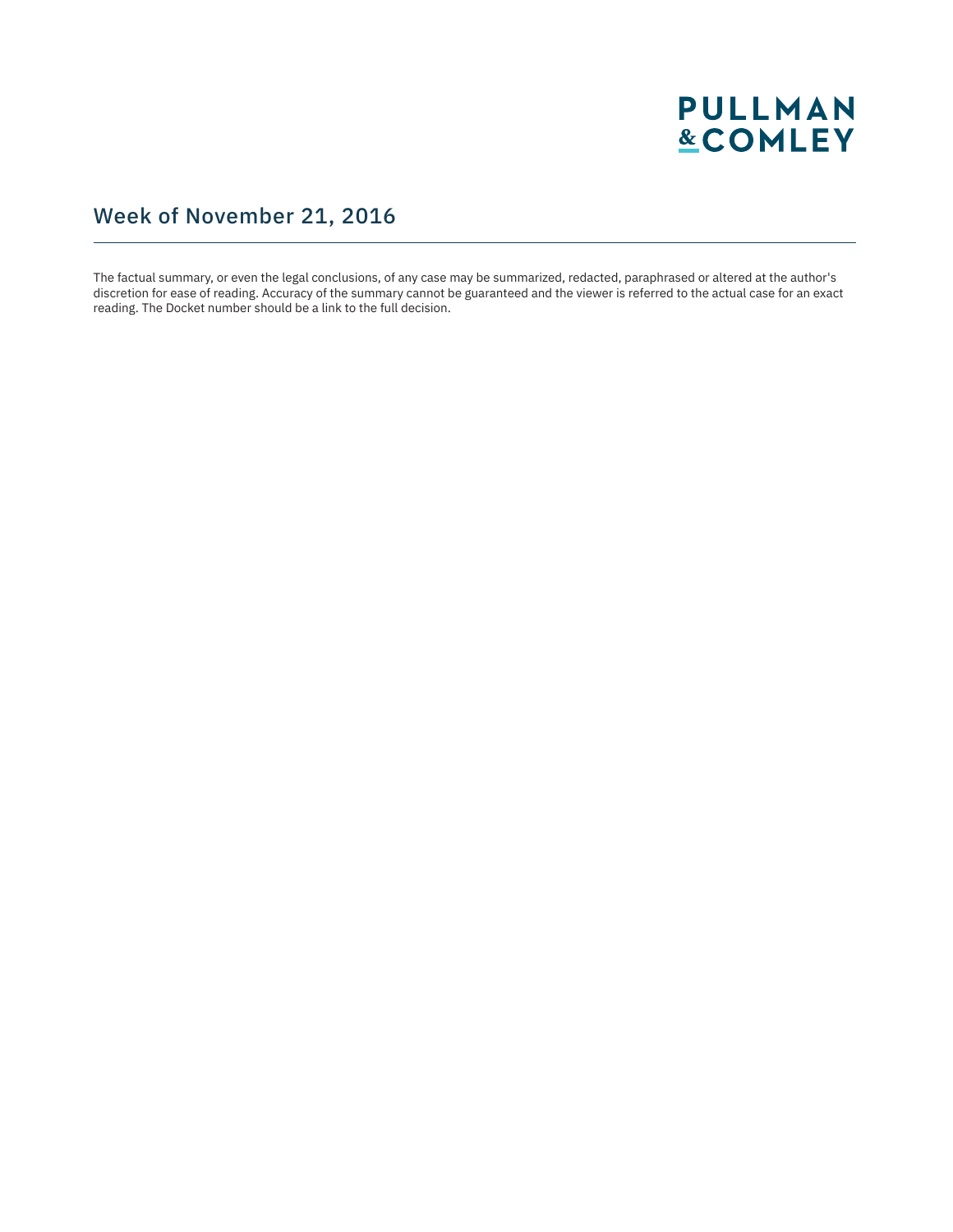# Week of November 21, 2016

The factual summary, or even the legal conclusions, of any case may be summarized, redacted, paraphrased or altered at the author's discretion for ease of reading. Accuracy of the summary cannot be guaranteed and the viewer is referred to the actual case for an exact reading. The Docket number should be a link to the full decision.